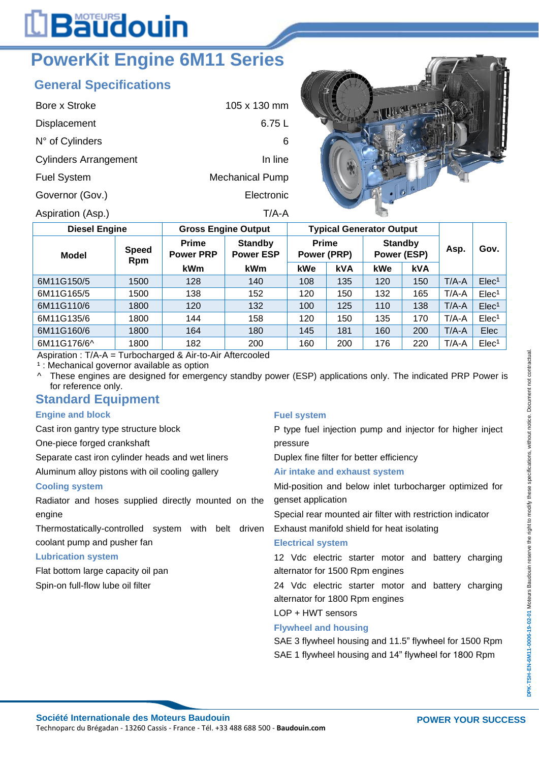# PowerKit Engine 6M11 Series

## General Specifications

| | |
|---|---|
| Bore x Stroke | 105 x 130 mm |
| Displacement | 6.75 L |
| N° of Cylinders | 6 |
| Cylinders Arrangement | In line |
| Fuel System | Mechanical Pump |
| Governor (Gov.) | Electronic |
| Aspiration (Asp.) | T/A-A |

| Diesel Engine | | Gross Engine Output | | Typical Generator Output | | | | | |
|---|---|---|---|---|---|---|---|---|---|
| Model | Speed Rpm | Prime Power PRP | Standby Power ESP | Prime Power (PRP) | | Standby Power (ESP) | | Asp. | Gov. |
| | | kWm | kWm | kWe | kVA | kWe | kVA | | |
| 6M11G150/5 | 1500 | 128 | 140 | 108 | 135 | 120 | 150 | T/A-A | Elec[1] |
| 6M11G165/5 | 1500 | 138 | 152 | 120 | 150 | 132 | 165 | T/A-A | Elec[1] |
| 6M11G110/6 | 1800 | 120 | 132 | 100 | 125 | 110 | 138 | T/A-A | Elec[1] |
| 6M11G135/6 | 1800 | 144 | 158 | 120 | 150 | 135 | 170 | T/A-A | Elec[1] |
| 6M11G160/6 | 1800 | 164 | 180 | 145 | 181 | 160 | 200 | T/A-A | Elec |
| 6M11G176/6^ | 1800 | 182 | 200 | 160 | 200 | 176 | 220 | T/A-A | Elec[1] |

Aspiration : T/A-A = Turbocharged & Air-to-Air Aftercooled

[1] : Mechanical governor available as option

^ These engines are designed for emergency standby power (ESP) applications only. The indicated PRP Power is for reference only.

## Standard Equipment

### Engine and block

Cast iron gantry type structure block

One-piece forged crankshaft

Separate cast iron cylinder heads and wet liners

Aluminum alloy pistons with oil cooling gallery

### Cooling system

Radiator and hoses supplied directly mounted on the engine

Thermostatically-controlled system with belt driven coolant pump and pusher fan

### Lubrication system

Flat bottom large capacity oil pan

Spin-on full-flow lube oil filter

### Fuel system

P type fuel injection pump and injector for higher inject pressure

Duplex fine filter for better efficiency

### Air intake and exhaust system

Mid-position and below inlet turbocharger optimized for genset application

Special rear mounted air filter with restriction indicator

Exhaust manifold shield for heat isolating

### Electrical system

12 Vdc electric starter motor and battery charging alternator for 1500 Rpm engines

24 Vdc electric starter motor and battery charging alternator for 1800 Rpm engines

LOP + HWT sensors

### Flywheel and housing

SAE 3 flywheel housing and 11.5" flywheel for 1500 Rpm

SAE 1 flywheel housing and 14" flywheel for 1800 Rpm

DPK-TSH-EN-6M11-0006-19-02-01 Moteurs Baudouin reserve the right to modify these specifications, without notice. Document not contractual.

**Société Internationale des Moteurs Baudouin**

Technoparc du Brégadan - 13260 Cassis - France - Tél. +33 488 688 500 - **Baudouin.com**

**POWER YOUR SUCCESS**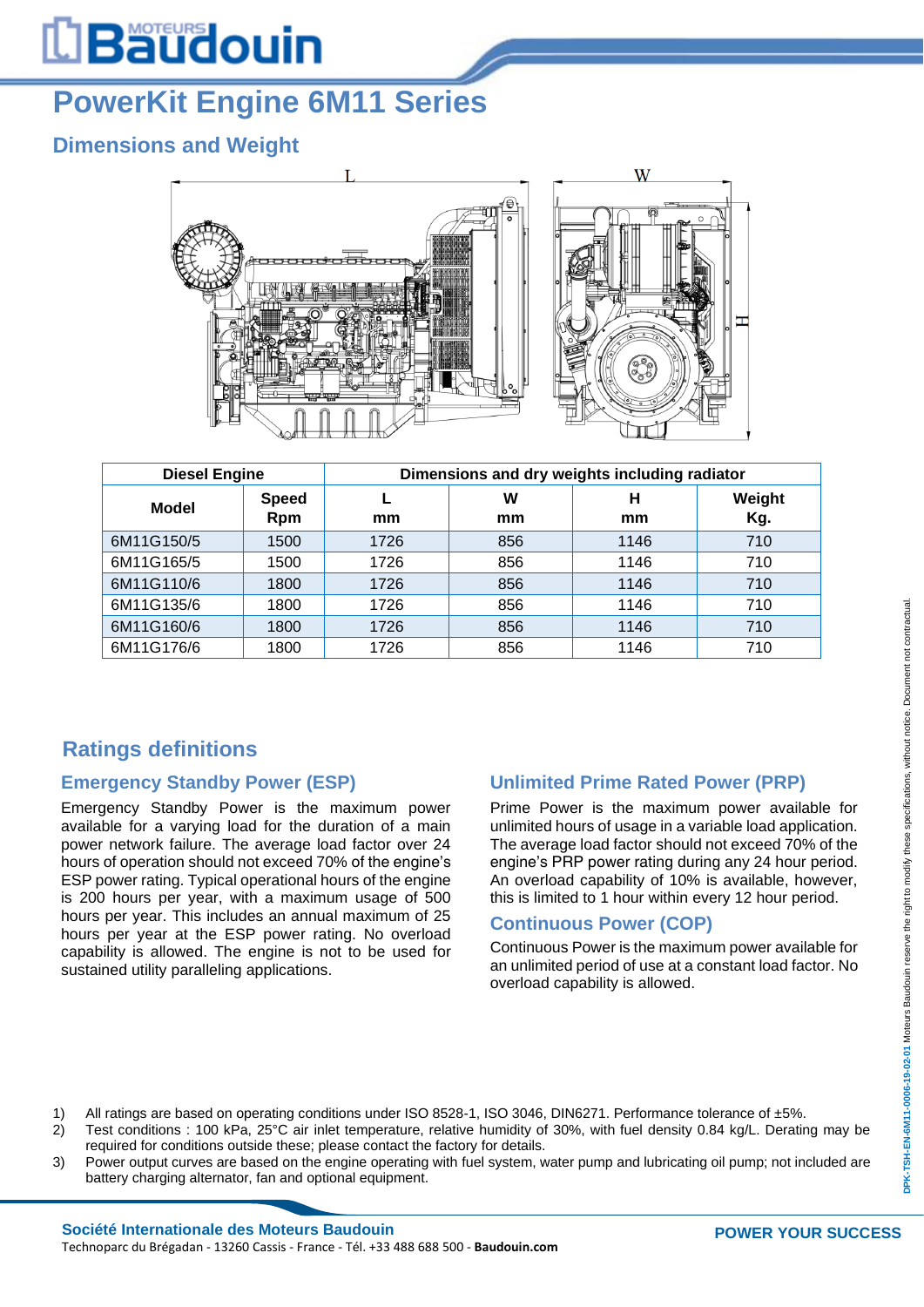# PowerKit Engine 6M11 Series

## Dimensions and Weight

L

W

H

| Diesel Engine | | Dimensions and dry weights including radiator | | | |
|---|---|---|---|---|---|
| Model | Speed Rpm | L mm | W mm | H mm | Weight Kg. |
| 6M11G150/5 | 1500 | 1726 | 856 | 1146 | 710 |
| 6M11G165/5 | 1500 | 1726 | 856 | 1146 | 710 |
| 6M11G110/6 | 1800 | 1726 | 856 | 1146 | 710 |
| 6M11G135/6 | 1800 | 1726 | 856 | 1146 | 710 |
| 6M11G160/6 | 1800 | 1726 | 856 | 1146 | 710 |
| 6M11G176/6 | 1800 | 1726 | 856 | 1146 | 710 |

## Ratings definitions

### Emergency Standby Power (ESP)

Emergency Standby Power is the maximum power available for a varying load for the duration of a main power network failure. The average load factor over 24 hours of operation should not exceed 70% of the engine's ESP power rating. Typical operational hours of the engine is 200 hours per year, with a maximum usage of 500 hours per year. This includes an annual maximum of 25 hours per year at the ESP power rating. No overload capability is allowed. The engine is not to be used for sustained utility paralleling applications.

### Unlimited Prime Rated Power (PRP)

Prime Power is the maximum power available for unlimited hours of usage in a variable load application. The average load factor should not exceed 70% of the engine's PRP power rating during any 24 hour period. An overload capability of 10% is available, however, this is limited to 1 hour within every 12 hour period.

### Continuous Power (COP)

Continuous Power is the maximum power available for an unlimited period of use at a constant load factor. No overload capability is allowed.

1) All ratings are based on operating conditions under ISO 8528-1, ISO 3046, DIN6271. Performance tolerance of ±5%.
2) Test conditions : 100 kPa, 25°C air inlet temperature, relative humidity of 30%, with fuel density 0.84 kg/L. Derating may be required for conditions outside these; please contact the factory for details.
3) Power output curves are based on the engine operating with fuel system, water pump and lubricating oil pump; not included are battery charging alternator, fan and optional equipment.

DPK-TSH-EN-6M11-0006-19-02-01 Moteurs Baudouin reserve the right to modify these specifications, without notice. Document not contractual.

**Société Internationale des Moteurs Baudouin**
Technoparc du Brégadan - 13260 Cassis - France - Tél. +33 488 688 500 - **Baudouin.com**

**POWER YOUR SUCCESS**